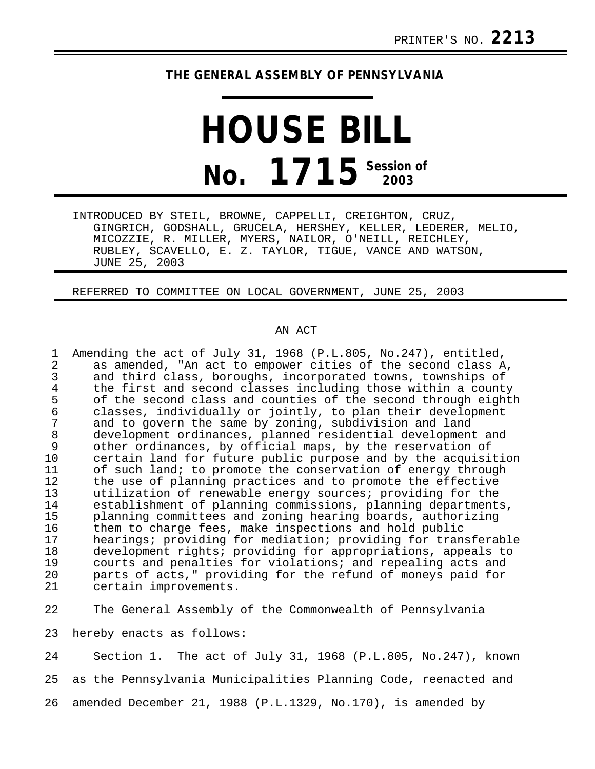PRINTER'S NO. **2213**

**THE GENERAL ASSEMBLY OF PENNSYLVANIA**

# HOUSE BILL

# No. 1715 Session of 2003

INTRODUCED BY STEIL, BROWNE, CAPPELLI, CREIGHTON, CRUZ, GINGRICH, GODSHALL, GRUCELA, HERSHEY, KELLER, LEDERER, MELIO, MICOZZIE, R. MILLER, MYERS, NAILOR, O'NEILL, REICHLEY, RUBLEY, SCAVELLO, E. Z. TAYLOR, TIGUE, VANCE AND WATSON, JUNE 25, 2003

REFERRED TO COMMITTEE ON LOCAL GOVERNMENT, JUNE 25, 2003

AN ACT

Amending the act of July 31, 1968 (P.L.805, No.247), entitled, as amended, "An act to empower cities of the second class A, and third class, boroughs, incorporated towns, townships of the first and second classes including those within a county of the second class and counties of the second through eighth classes, individually or jointly, to plan their development and to govern the same by zoning, subdivision and land development ordinances, planned residential development and other ordinances, by official maps, by the reservation of certain land for future public purpose and by the acquisition of such land; to promote the conservation of energy through the use of planning practices and to promote the effective utilization of renewable energy sources; providing for the establishment of planning commissions, planning departments, planning committees and zoning hearing boards, authorizing them to charge fees, make inspections and hold public hearings; providing for mediation; providing for transferable development rights; providing for appropriations, appeals to courts and penalties for violations; and repealing acts and parts of acts," providing for the refund of moneys paid for certain improvements.

The General Assembly of the Commonwealth of Pennsylvania hereby enacts as follows:

Section 1. The act of July 31, 1968 (P.L.805, No.247), known as the Pennsylvania Municipalities Planning Code, reenacted and amended December 21, 1988 (P.L.1329, No.170), is amended by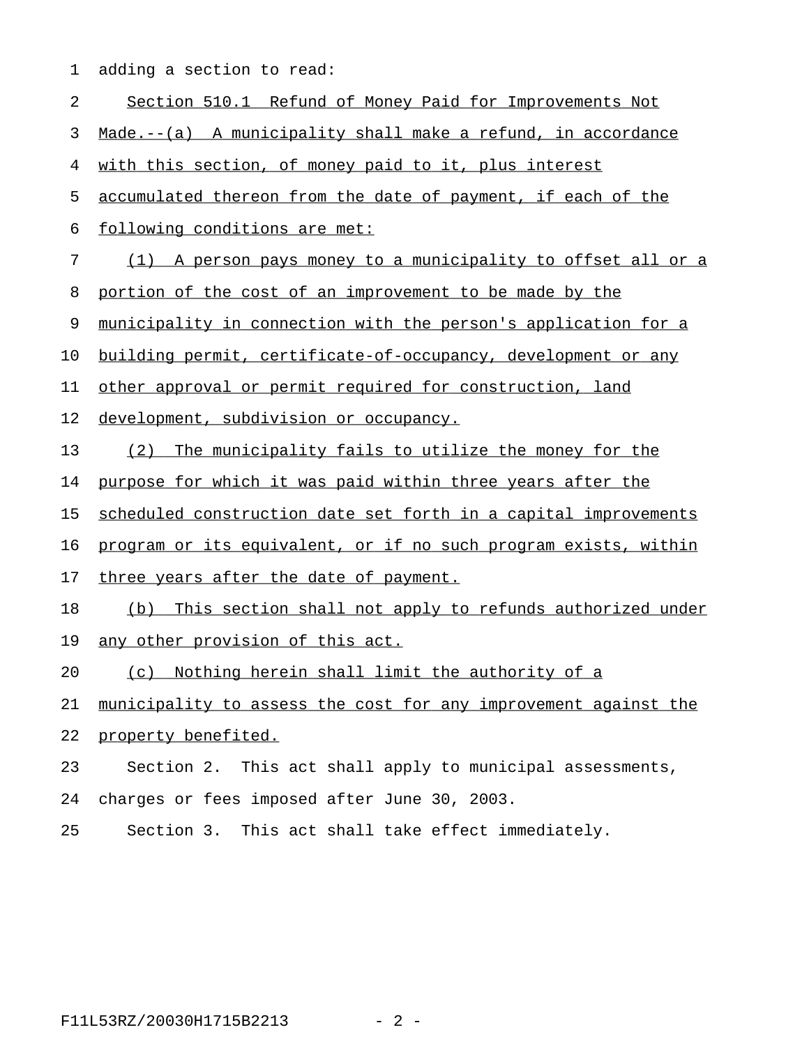adding a section to read:

Section 510.1 Refund of Money Paid for Improvements Not Made.--(a) A municipality shall make a refund, in accordance with this section, of money paid to it, plus interest accumulated thereon from the date of payment, if each of the following conditions are met:

(1) A person pays money to a municipality to offset all or a portion of the cost of an improvement to be made by the municipality in connection with the person's application for a building permit, certificate-of-occupancy, development or any other approval or permit required for construction, land development, subdivision or occupancy.

(2) The municipality fails to utilize the money for the purpose for which it was paid within three years after the scheduled construction date set forth in a capital improvements program or its equivalent, or if no such program exists, within three years after the date of payment.

(b) This section shall not apply to refunds authorized under any other provision of this act.

(c) Nothing herein shall limit the authority of a municipality to assess the cost for any improvement against the property benefited.

Section 2. This act shall apply to municipal assessments, charges or fees imposed after June 30, 2003.

Section 3. This act shall take effect immediately.